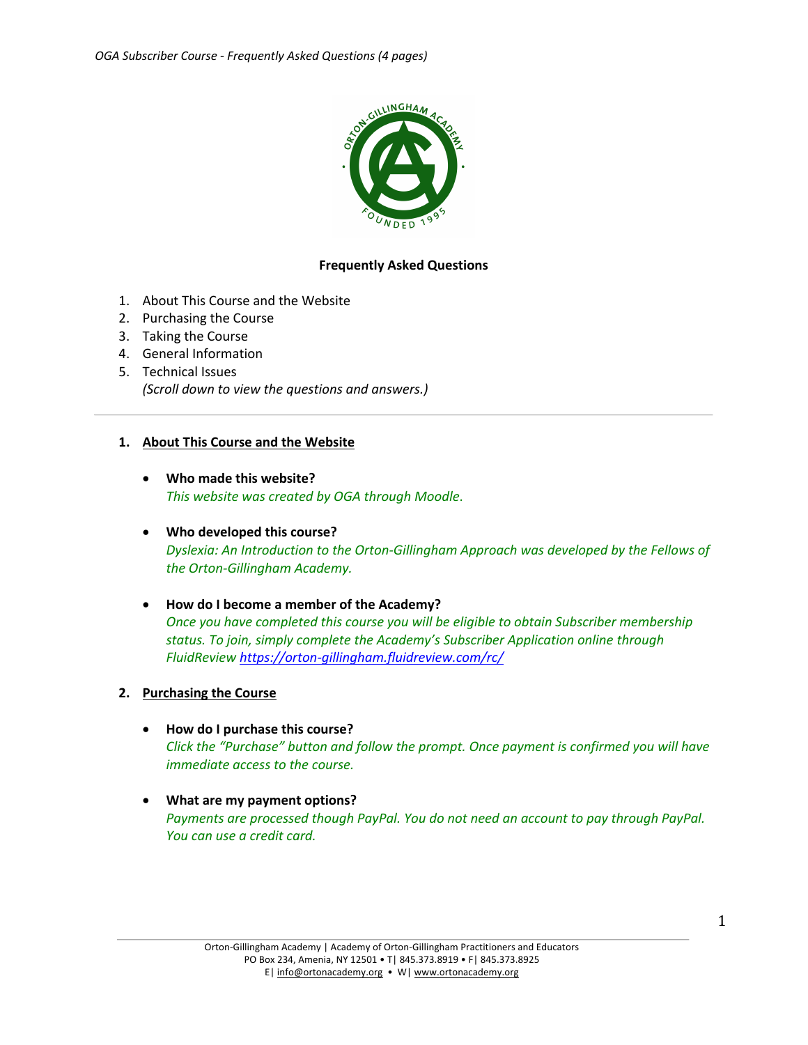# Frequently Asked Questions

1. About This Course and the Website
2. Purchasing the Course
3. Taking the Course
4. General Information
5. Technical Issues

   *(Scroll down to view the questions and answers.)*

---

## 1. About This Course and the Website

- **Who made this website?**
  *This website was created by OGA through Moodle.*

- **Who developed this course?**
  *Dyslexia: An Introduction to the Orton-Gillingham Approach was developed by the Fellows of the Orton-Gillingham Academy.*

- **How do I become a member of the Academy?**
  *Once you have completed this course you will be eligible to obtain Subscriber membership status. To join, simply complete the Academy's Subscriber Application online through FluidReview https://orton-gillingham.fluidreview.com/rc/*

## 2. Purchasing the Course

- **How do I purchase this course?**
  *Click the "Purchase" button and follow the prompt. Once payment is confirmed you will have immediate access to the course.*

- **What are my payment options?**
  *Payments are processed though PayPal. You do not need an account to pay through PayPal. You can use a credit card.*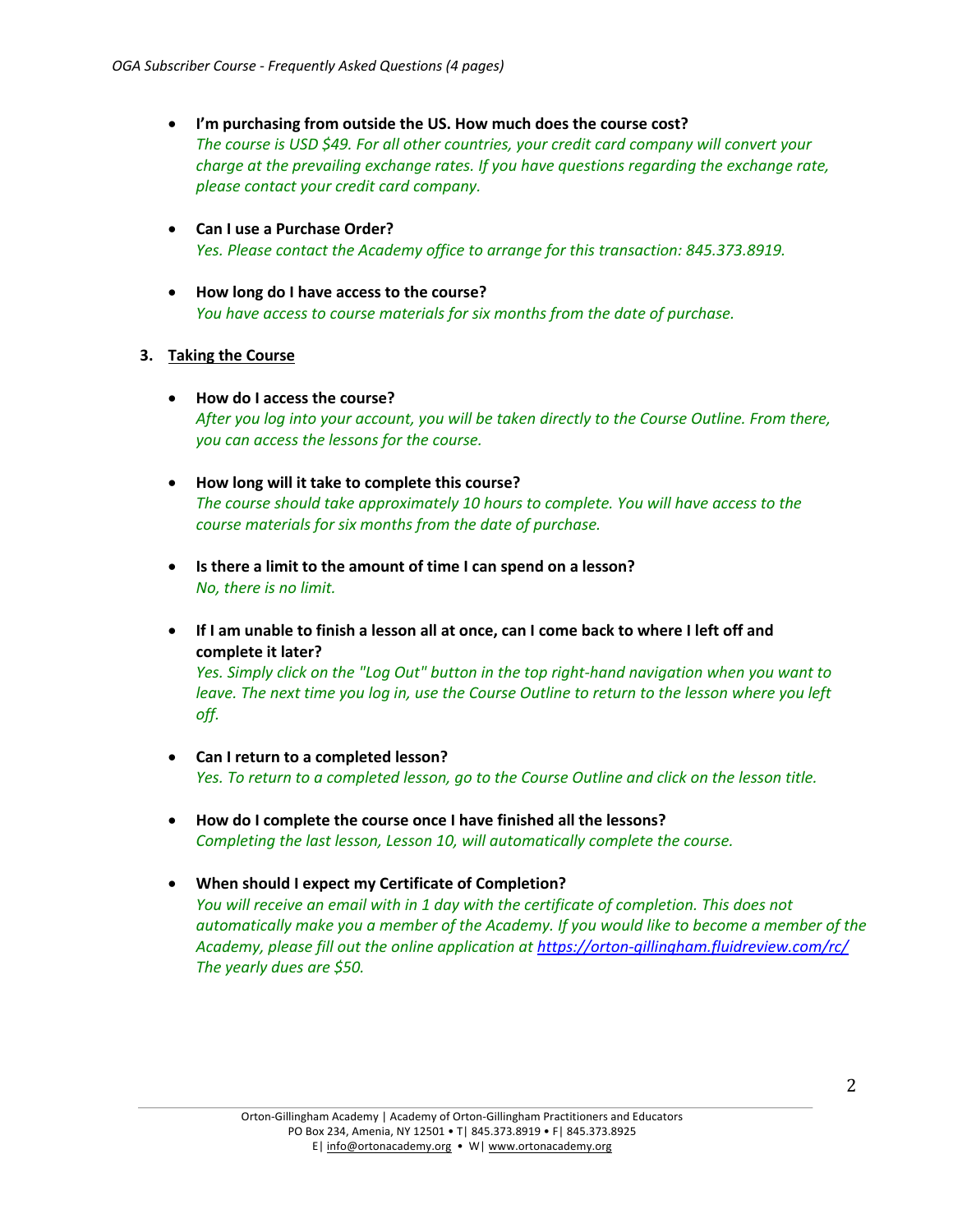- **I'm purchasing from outside the US. How much does the course cost?**
  *The course is USD $49. For all other countries, your credit card company will convert your charge at the prevailing exchange rates. If you have questions regarding the exchange rate, please contact your credit card company.*

- **Can I use a Purchase Order?**
  *Yes. Please contact the Academy office to arrange for this transaction: 845.373.8919.*

- **How long do I have access to the course?**
  *You have access to course materials for six months from the date of purchase.*

3. **Taking the Course**

- **How do I access the course?**
  *After you log into your account, you will be taken directly to the Course Outline. From there, you can access the lessons for the course.*

- **How long will it take to complete this course?**
  *The course should take approximately 10 hours to complete. You will have access to the course materials for six months from the date of purchase.*

- **Is there a limit to the amount of time I can spend on a lesson?**
  *No, there is no limit.*

- **If I am unable to finish a lesson all at once, can I come back to where I left off and complete it later?**
  *Yes. Simply click on the "Log Out" button in the top right-hand navigation when you want to leave. The next time you log in, use the Course Outline to return to the lesson where you left off.*

- **Can I return to a completed lesson?**
  *Yes. To return to a completed lesson, go to the Course Outline and click on the lesson title.*

- **How do I complete the course once I have finished all the lessons?**
  *Completing the last lesson, Lesson 10, will automatically complete the course.*

- **When should I expect my Certificate of Completion?**
  *You will receive an email with in 1 day with the certificate of completion. This does not automatically make you a member of the Academy. If you would like to become a member of the Academy, please fill out the online application at [https://orton-gillingham.fluidreview.com/rc/](https://orton-gillingham.fluidreview.com/rc/) The yearly dues are $50.*

Orton-Gillingham Academy | Academy of Orton-Gillingham Practitioners and Educators
PO Box 234, Amenia, NY 12501 • T| 845.373.8919 • F| 845.373.8925
E| info@ortonacademy.org • W| www.ortonacademy.org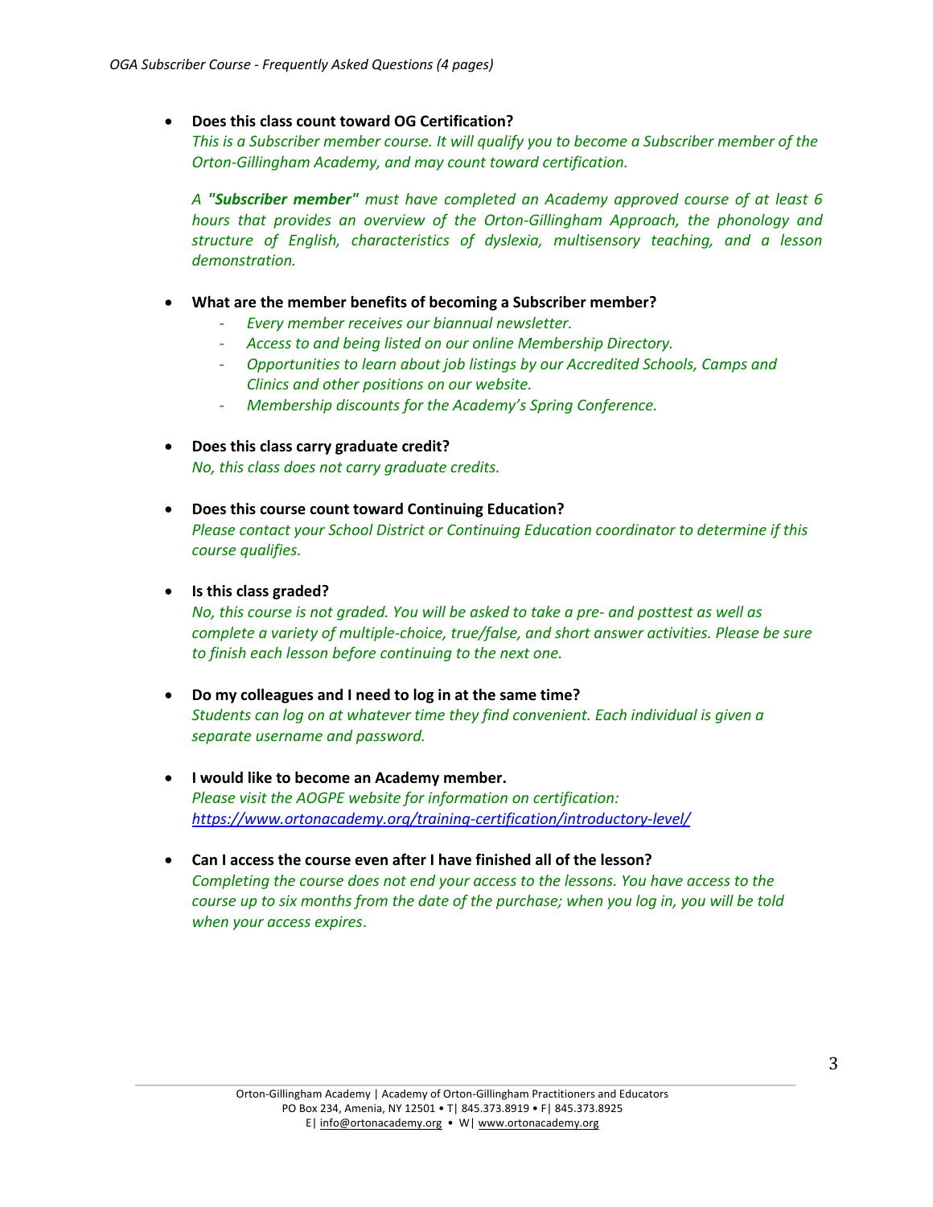- **Does this class count toward OG Certification?**
  *This is a Subscriber member course. It will qualify you to become a Subscriber member of the Orton-Gillingham Academy, and may count toward certification.*

  *A **"Subscriber member"** must have completed an Academy approved course of at least 6 hours that provides an overview of the Orton-Gillingham Approach, the phonology and structure of English, characteristics of dyslexia, multisensory teaching, and a lesson demonstration.*

- **What are the member benefits of becoming a Subscriber member?**
  - *Every member receives our biannual newsletter.*
  - *Access to and being listed on our online Membership Directory.*
  - *Opportunities to learn about job listings by our Accredited Schools, Camps and Clinics and other positions on our website.*
  - *Membership discounts for the Academy's Spring Conference.*

- **Does this class carry graduate credit?**
  *No, this class does not carry graduate credits.*

- **Does this course count toward Continuing Education?**
  *Please contact your School District or Continuing Education coordinator to determine if this course qualifies.*

- **Is this class graded?**
  *No, this course is not graded. You will be asked to take a pre- and posttest as well as complete a variety of multiple-choice, true/false, and short answer activities. Please be sure to finish each lesson before continuing to the next one.*

- **Do my colleagues and I need to log in at the same time?**
  *Students can log on at whatever time they find convenient. Each individual is given a separate username and password.*

- **I would like to become an Academy member.**
  *Please visit the AOGPE website for information on certification:*
  *https://www.ortonacademy.org/training-certification/introductory-level/*

- **Can I access the course even after I have finished all of the lesson?**
  *Completing the course does not end your access to the lessons. You have access to the course up to six months from the date of the purchase; when you log in, you will be told when your access expires*.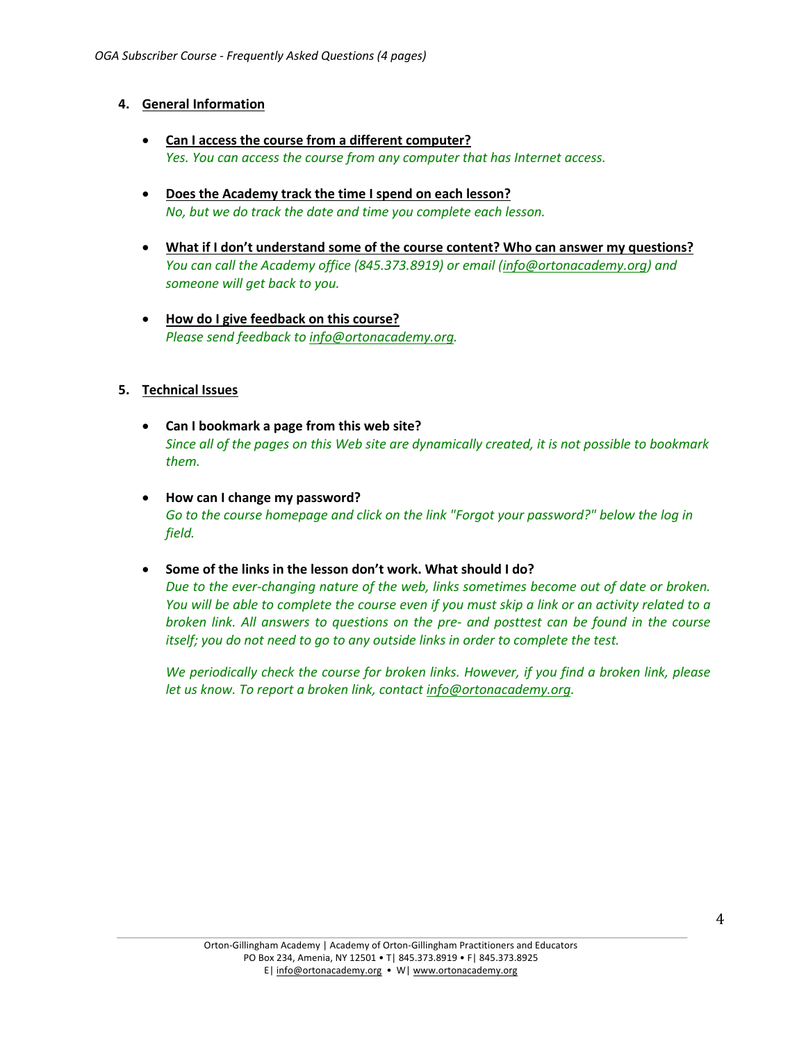## 4. General Information

- **Can I access the course from a different computer?**
  *Yes. You can access the course from any computer that has Internet access.*

- **Does the Academy track the time I spend on each lesson?**
  *No, but we do track the date and time you complete each lesson.*

- **What if I don't understand some of the course content? Who can answer my questions?**
  *You can call the Academy office (845.373.8919) or email (info@ortonacademy.org) and someone will get back to you.*

- **How do I give feedback on this course?**
  *Please send feedback to info@ortonacademy.org.*

## 5. Technical Issues

- **Can I bookmark a page from this web site?**
  *Since all of the pages on this Web site are dynamically created, it is not possible to bookmark them.*

- **How can I change my password?**
  *Go to the course homepage and click on the link "Forgot your password?" below the log in field.*

- **Some of the links in the lesson don't work. What should I do?**
  *Due to the ever-changing nature of the web, links sometimes become out of date or broken. You will be able to complete the course even if you must skip a link or an activity related to a broken link. All answers to questions on the pre- and posttest can be found in the course itself; you do not need to go to any outside links in order to complete the test.*

  *We periodically check the course for broken links. However, if you find a broken link, please let us know. To report a broken link, contact info@ortonacademy.org.*